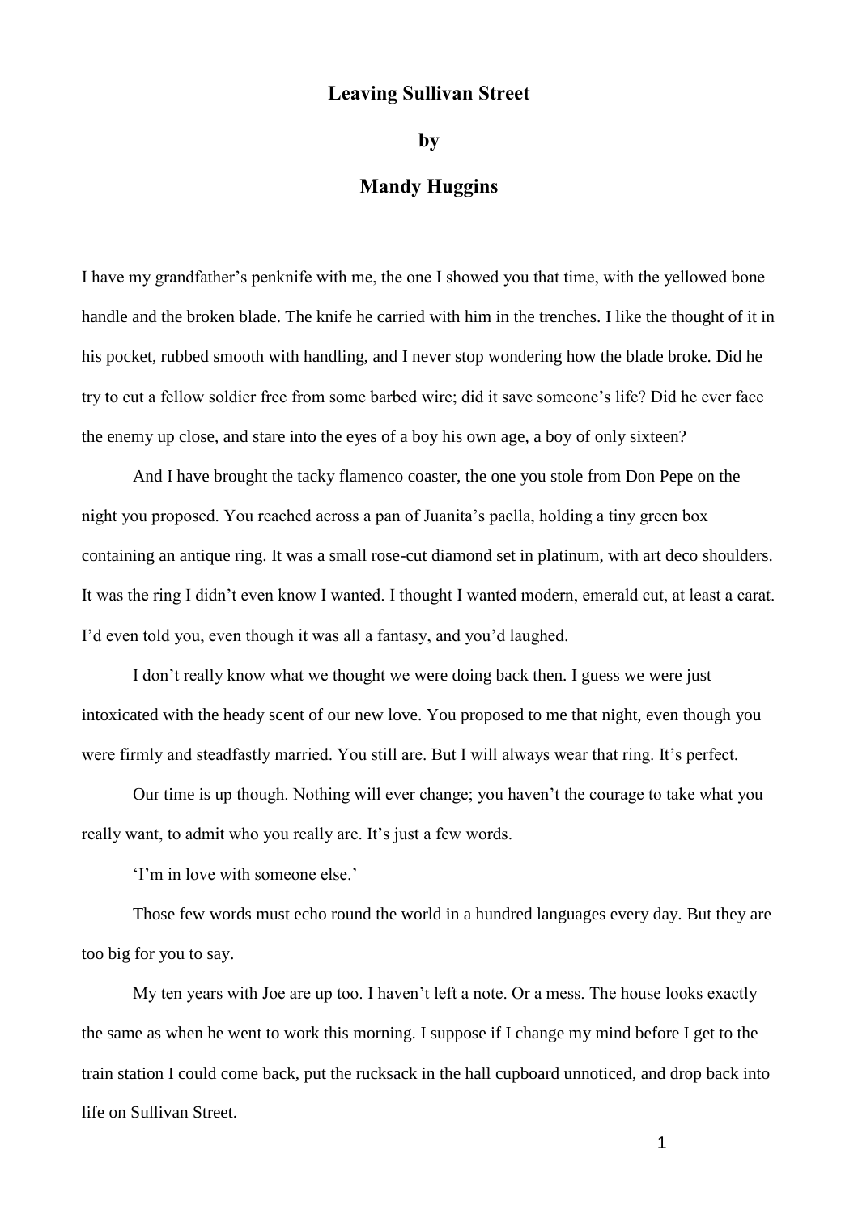# Leaving Sullivan Street

**by**

**Mandy Huggins**

I have my grandfather's penknife with me, the one I showed you that time, with the yellowed bone handle and the broken blade. The knife he carried with him in the trenches. I like the thought of it in his pocket, rubbed smooth with handling, and I never stop wondering how the blade broke. Did he try to cut a fellow soldier free from some barbed wire; did it save someone's life? Did he ever face the enemy up close, and stare into the eyes of a boy his own age, a boy of only sixteen?

And I have brought the tacky flamenco coaster, the one you stole from Don Pepe on the night you proposed. You reached across a pan of Juanita's paella, holding a tiny green box containing an antique ring. It was a small rose-cut diamond set in platinum, with art deco shoulders. It was the ring I didn't even know I wanted. I thought I wanted modern, emerald cut, at least a carat. I'd even told you, even though it was all a fantasy, and you'd laughed.

I don't really know what we thought we were doing back then. I guess we were just intoxicated with the heady scent of our new love. You proposed to me that night, even though you were firmly and steadfastly married. You still are. But I will always wear that ring. It's perfect.

Our time is up though. Nothing will ever change; you haven't the courage to take what you really want, to admit who you really are. It's just a few words.

'I'm in love with someone else.'

Those few words must echo round the world in a hundred languages every day. But they are too big for you to say.

My ten years with Joe are up too. I haven't left a note. Or a mess. The house looks exactly the same as when he went to work this morning. I suppose if I change my mind before I get to the train station I could come back, put the rucksack in the hall cupboard unnoticed, and drop back into life on Sullivan Street.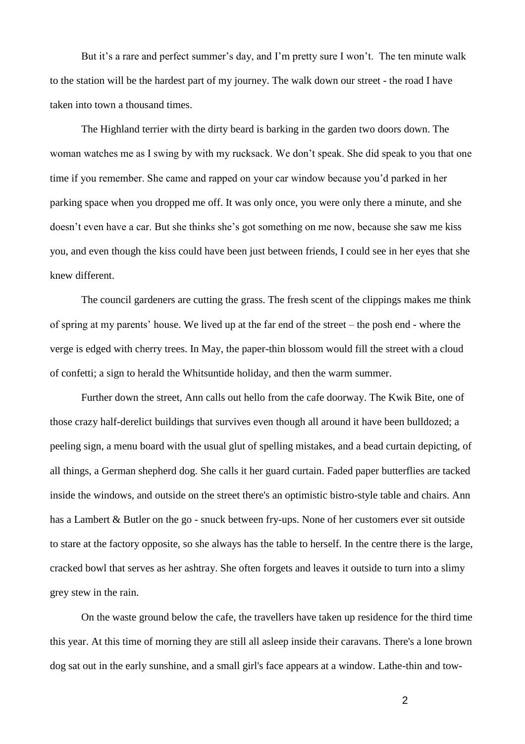But it's a rare and perfect summer's day, and I'm pretty sure I won't. The ten minute walk to the station will be the hardest part of my journey. The walk down our street - the road I have taken into town a thousand times.

The Highland terrier with the dirty beard is barking in the garden two doors down. The woman watches me as I swing by with my rucksack. We don't speak. She did speak to you that one time if you remember. She came and rapped on your car window because you'd parked in her parking space when you dropped me off. It was only once, you were only there a minute, and she doesn't even have a car. But she thinks she's got something on me now, because she saw me kiss you, and even though the kiss could have been just between friends, I could see in her eyes that she knew different.

The council gardeners are cutting the grass. The fresh scent of the clippings makes me think of spring at my parents' house. We lived up at the far end of the street – the posh end - where the verge is edged with cherry trees. In May, the paper-thin blossom would fill the street with a cloud of confetti; a sign to herald the Whitsuntide holiday, and then the warm summer.

Further down the street, Ann calls out hello from the cafe doorway. The Kwik Bite, one of those crazy half-derelict buildings that survives even though all around it have been bulldozed; a peeling sign, a menu board with the usual glut of spelling mistakes, and a bead curtain depicting, of all things, a German shepherd dog. She calls it her guard curtain. Faded paper butterflies are tacked inside the windows, and outside on the street there's an optimistic bistro-style table and chairs. Ann has a Lambert & Butler on the go - snuck between fry-ups. None of her customers ever sit outside to stare at the factory opposite, so she always has the table to herself. In the centre there is the large, cracked bowl that serves as her ashtray. She often forgets and leaves it outside to turn into a slimy grey stew in the rain.

On the waste ground below the cafe, the travellers have taken up residence for the third time this year. At this time of morning they are still all asleep inside their caravans. There's a lone brown dog sat out in the early sunshine, and a small girl's face appears at a window. Lathe-thin and tow-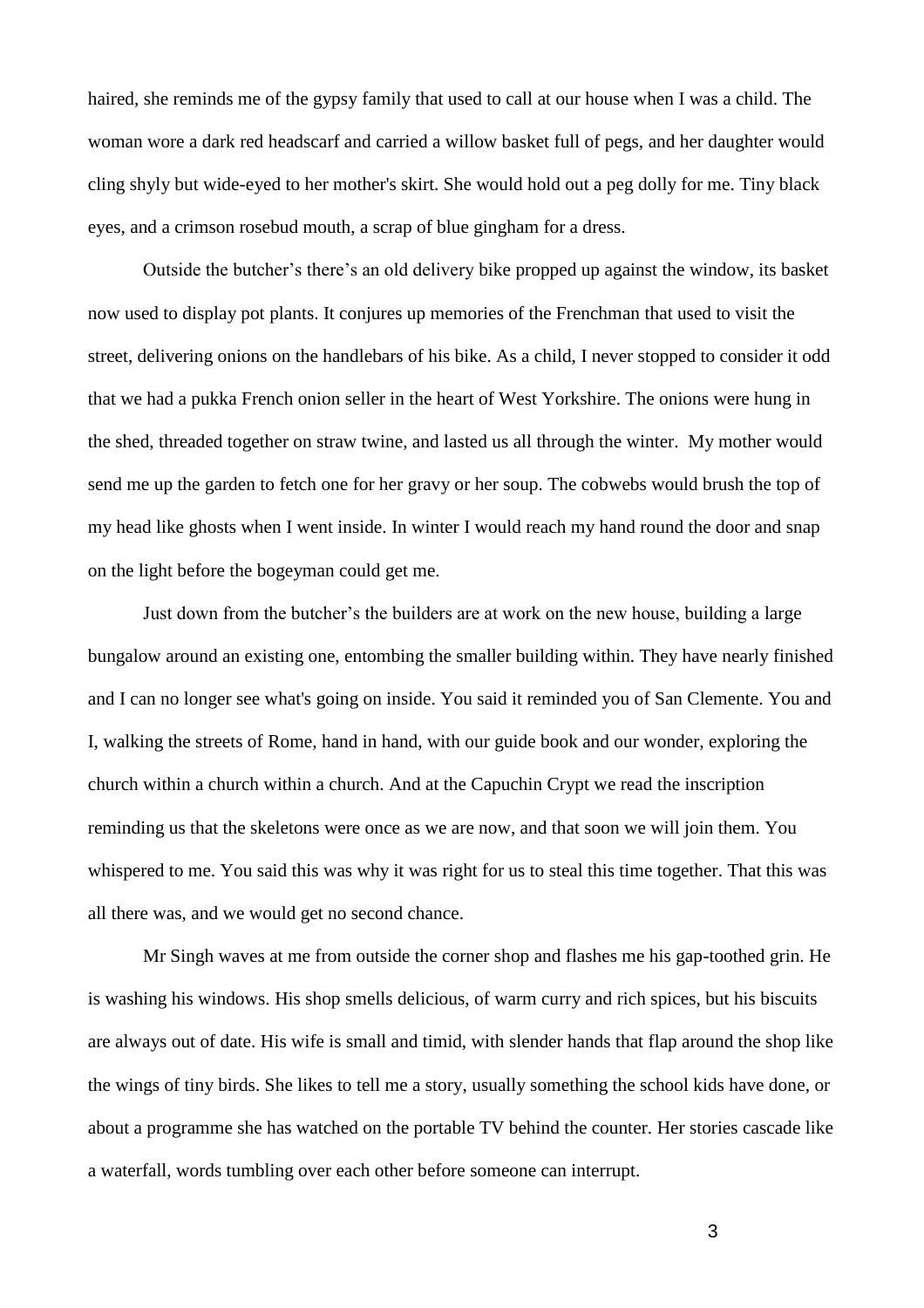haired, she reminds me of the gypsy family that used to call at our house when I was a child. The woman wore a dark red headscarf and carried a willow basket full of pegs, and her daughter would cling shyly but wide-eyed to her mother's skirt. She would hold out a peg dolly for me. Tiny black eyes, and a crimson rosebud mouth, a scrap of blue gingham for a dress.

Outside the butcher's there's an old delivery bike propped up against the window, its basket now used to display pot plants. It conjures up memories of the Frenchman that used to visit the street, delivering onions on the handlebars of his bike. As a child, I never stopped to consider it odd that we had a pukka French onion seller in the heart of West Yorkshire. The onions were hung in the shed, threaded together on straw twine, and lasted us all through the winter. My mother would send me up the garden to fetch one for her gravy or her soup. The cobwebs would brush the top of my head like ghosts when I went inside. In winter I would reach my hand round the door and snap on the light before the bogeyman could get me.

Just down from the butcher's the builders are at work on the new house, building a large bungalow around an existing one, entombing the smaller building within. They have nearly finished and I can no longer see what's going on inside. You said it reminded you of San Clemente. You and I, walking the streets of Rome, hand in hand, with our guide book and our wonder, exploring the church within a church within a church. And at the Capuchin Crypt we read the inscription reminding us that the skeletons were once as we are now, and that soon we will join them. You whispered to me. You said this was why it was right for us to steal this time together. That this was all there was, and we would get no second chance.

Mr Singh waves at me from outside the corner shop and flashes me his gap-toothed grin. He is washing his windows. His shop smells delicious, of warm curry and rich spices, but his biscuits are always out of date. His wife is small and timid, with slender hands that flap around the shop like the wings of tiny birds. She likes to tell me a story, usually something the school kids have done, or about a programme she has watched on the portable TV behind the counter. Her stories cascade like a waterfall, words tumbling over each other before someone can interrupt.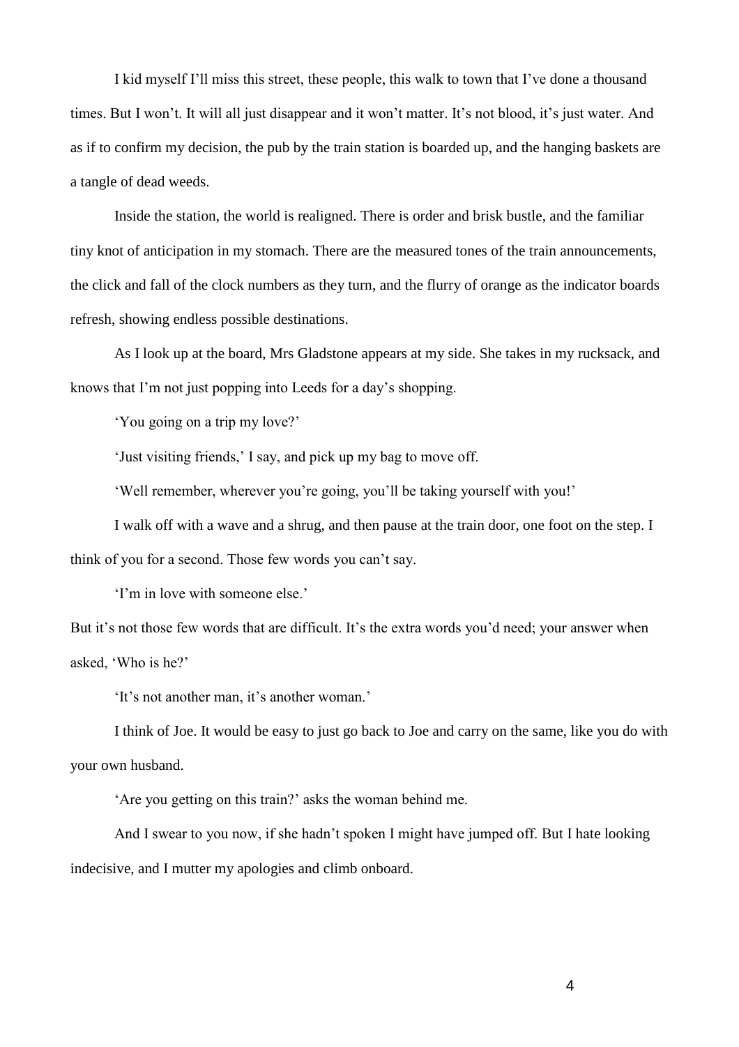I kid myself I'll miss this street, these people, this walk to town that I've done a thousand times. But I won't. It will all just disappear and it won't matter. It's not blood, it's just water. And as if to confirm my decision, the pub by the train station is boarded up, and the hanging baskets are a tangle of dead weeds.

Inside the station, the world is realigned. There is order and brisk bustle, and the familiar tiny knot of anticipation in my stomach. There are the measured tones of the train announcements, the click and fall of the clock numbers as they turn, and the flurry of orange as the indicator boards refresh, showing endless possible destinations.

As I look up at the board, Mrs Gladstone appears at my side. She takes in my rucksack, and knows that I'm not just popping into Leeds for a day's shopping.

'You going on a trip my love?'

'Just visiting friends,' I say, and pick up my bag to move off.

'Well remember, wherever you're going, you'll be taking yourself with you!'

I walk off with a wave and a shrug, and then pause at the train door, one foot on the step. I think of you for a second. Those few words you can't say.

'I'm in love with someone else.'

But it's not those few words that are difficult. It's the extra words you'd need; your answer when asked, 'Who is he?'

'It's not another man, it's another woman.'

I think of Joe. It would be easy to just go back to Joe and carry on the same, like you do with your own husband.

'Are you getting on this train?' asks the woman behind me.

And I swear to you now, if she hadn't spoken I might have jumped off. But I hate looking indecisive, and I mutter my apologies and climb onboard.